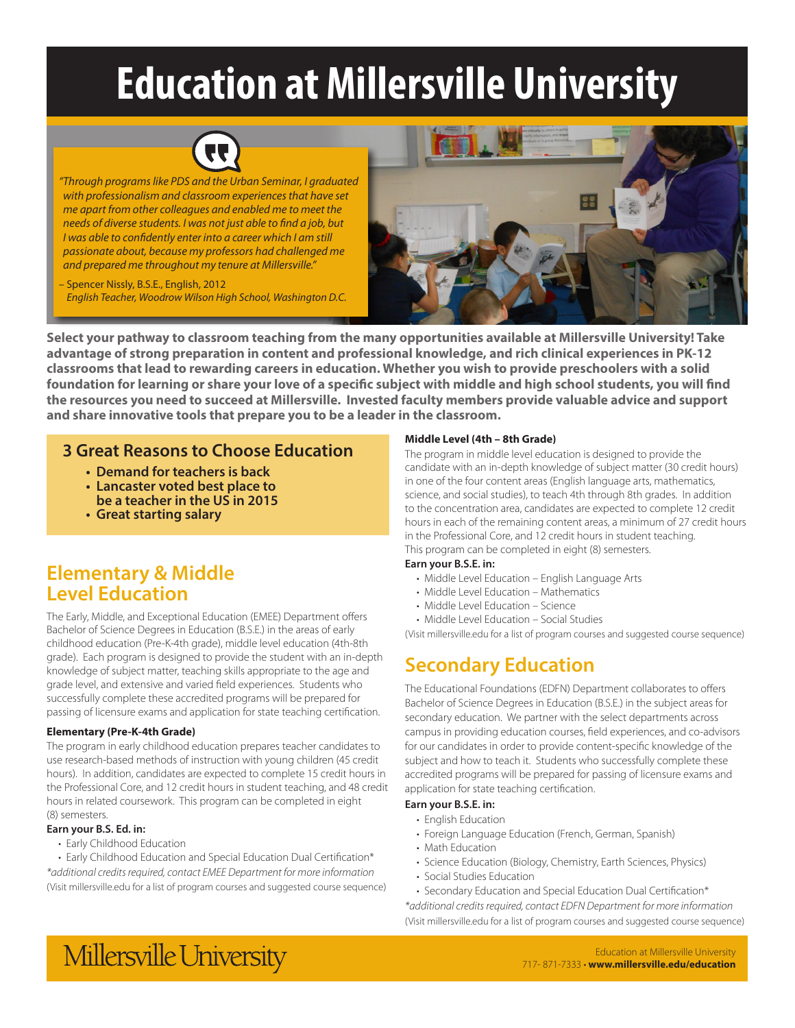# Education at Millersville University

*"Through programs like PDS and the Urban Seminar, I graduated with professionalism and classroom experiences that have set me apart from other colleagues and enabled me to meet the needs of diverse students. I was not just able to find a job, but I was able to confidently enter into a career which I am still passionate about, because my professors had challenged me and prepared me throughout my tenure at Millersville."*

– Spencer Nissly, B.S.E., English, 2012
*English Teacher, Woodrow Wilson High School, Washington D.C.*

**Select your pathway to classroom teaching from the many opportunities available at Millersville University! Take advantage of strong preparation in content and professional knowledge, and rich clinical experiences in PK-12 classrooms that lead to rewarding careers in education. Whether you wish to provide preschoolers with a solid foundation for learning or share your love of a specific subject with middle and high school students, you will find the resources you need to succeed at Millersville. Invested faculty members provide valuable advice and support and share innovative tools that prepare you to be a leader in the classroom.**

### 3 Great Reasons to Choose Education

- **Demand for teachers is back**
- **Lancaster voted best place to be a teacher in the US in 2015**
- **Great starting salary**

## Elementary & Middle Level Education

The Early, Middle, and Exceptional Education (EMEE) Department offers Bachelor of Science Degrees in Education (B.S.E.) in the areas of early childhood education (Pre-K-4th grade), middle level education (4th-8th grade). Each program is designed to provide the student with an in-depth knowledge of subject matter, teaching skills appropriate to the age and grade level, and extensive and varied field experiences. Students who successfully complete these accredited programs will be prepared for passing of licensure exams and application for state teaching certification.

**Elementary (Pre-K-4th Grade)**

The program in early childhood education prepares teacher candidates to use research-based methods of instruction with young children (45 credit hours). In addition, candidates are expected to complete 15 credit hours in the Professional Core, and 12 credit hours in student teaching, and 48 credit hours in related coursework. This program can be completed in eight (8) semesters.

**Earn your B.S. Ed. in:**

- Early Childhood Education
- Early Childhood Education and Special Education Dual Certification*

*\*additional credits required, contact EMEE Department for more information*

(Visit millersville.edu for a list of program courses and suggested course sequence)

**Middle Level (4th – 8th Grade)**

The program in middle level education is designed to provide the candidate with an in-depth knowledge of subject matter (30 credit hours) in one of the four content areas (English language arts, mathematics, science, and social studies), to teach 4th through 8th grades. In addition to the concentration area, candidates are expected to complete 12 credit hours in each of the remaining content areas, a minimum of 27 credit hours in the Professional Core, and 12 credit hours in student teaching. This program can be completed in eight (8) semesters.

**Earn your B.S.E. in:**

- Middle Level Education – English Language Arts
- Middle Level Education – Mathematics
- Middle Level Education – Science
- Middle Level Education – Social Studies

(Visit millersville.edu for a list of program courses and suggested course sequence)

## Secondary Education

The Educational Foundations (EDFN) Department collaborates to offers Bachelor of Science Degrees in Education (B.S.E.) in the subject areas for secondary education. We partner with the select departments across campus in providing education courses, field experiences, and co-advisors for our candidates in order to provide content-specific knowledge of the subject and how to teach it. Students who successfully complete these accredited programs will be prepared for passing of licensure exams and application for state teaching certification.

**Earn your B.S.E. in:**

- English Education
- Foreign Language Education (French, German, Spanish)
- Math Education
- Science Education (Biology, Chemistry, Earth Sciences, Physics)
- Social Studies Education
- Secondary Education and Special Education Dual Certification*

*\*additional credits required, contact EDFN Department for more information*

(Visit millersville.edu for a list of program courses and suggested course sequence)

Millersville University

Education at Millersville University
717- 871-7333 • **www.millersville.edu/education**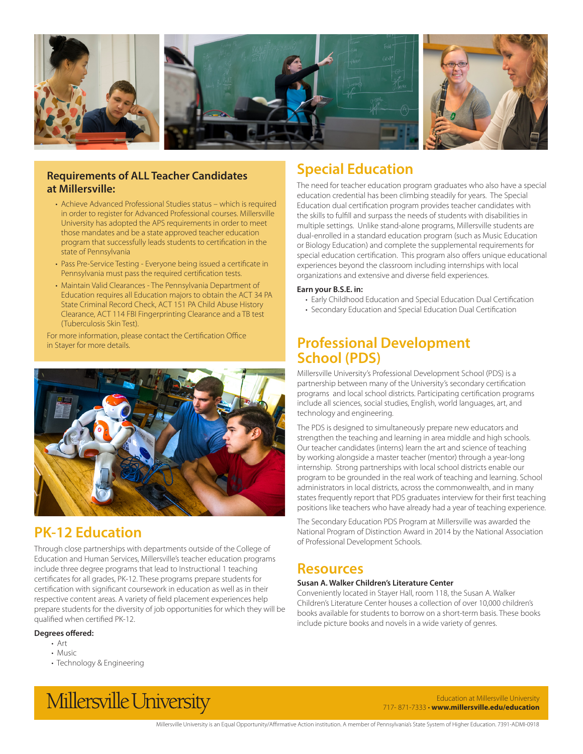## Requirements of ALL Teacher Candidates at Millersville:

- Achieve Advanced Professional Studies status – which is required in order to register for Advanced Professional courses. Millersville University has adopted the APS requirements in order to meet those mandates and be a state approved teacher education program that successfully leads students to certification in the state of Pennsylvania
- Pass Pre-Service Testing - Everyone being issued a certificate in Pennsylvania must pass the required certification tests.
- Maintain Valid Clearances - The Pennsylvania Department of Education requires all Education majors to obtain the ACT 34 PA State Criminal Record Check, ACT 151 PA Child Abuse History Clearance, ACT 114 FBI Fingerprinting Clearance and a TB test (Tuberculosis Skin Test).

For more information, please contact the Certification Office in Stayer for more details.

## PK-12 Education

Through close partnerships with departments outside of the College of Education and Human Services, Millersville's teacher education programs include three degree programs that lead to Instructional 1 teaching certificates for all grades, PK-12. These programs prepare students for certification with significant coursework in education as well as in their respective content areas. A variety of field placement experiences help prepare students for the diversity of job opportunities for which they will be qualified when certified PK-12.

**Degrees offered:**

- Art
- Music
- Technology & Engineering

## Special Education

The need for teacher education program graduates who also have a special education credential has been climbing steadily for years. The Special Education dual certification program provides teacher candidates with the skills to fulfill and surpass the needs of students with disabilities in multiple settings. Unlike stand-alone programs, Millersville students are dual-enrolled in a standard education program (such as Music Education or Biology Education) and complete the supplemental requirements for special education certification. This program also offers unique educational experiences beyond the classroom including internships with local organizations and extensive and diverse field experiences.

**Earn your B.S.E. in:**

- Early Childhood Education and Special Education Dual Certification
- Secondary Education and Special Education Dual Certification

## Professional Development School (PDS)

Millersville University's Professional Development School (PDS) is a partnership between many of the University's secondary certification programs and local school districts. Participating certification programs include all sciences, social studies, English, world languages, art, and technology and engineering.

The PDS is designed to simultaneously prepare new educators and strengthen the teaching and learning in area middle and high schools. Our teacher candidates (interns) learn the art and science of teaching by working alongside a master teacher (mentor) through a year-long internship. Strong partnerships with local school districts enable our program to be grounded in the real work of teaching and learning. School administrators in local districts, across the commonwealth, and in many states frequently report that PDS graduates interview for their first teaching positions like teachers who have already had a year of teaching experience.

The Secondary Education PDS Program at Millersville was awarded the National Program of Distinction Award in 2014 by the National Association of Professional Development Schools.

## Resources

**Susan A. Walker Children's Literature Center**

Conveniently located in Stayer Hall, room 118, the Susan A. Walker Children's Literature Center houses a collection of over 10,000 children's books available for students to borrow on a short-term basis. These books include picture books and novels in a wide variety of genres.

Millersville University

Education at Millersville University
717- 871-7333 • **www.millersville.edu/education**

Millersville University is an Equal Opportunity/Affirmative Action institution. A member of Pennsylvania's State System of Higher Education. 7391-ADMI-0918